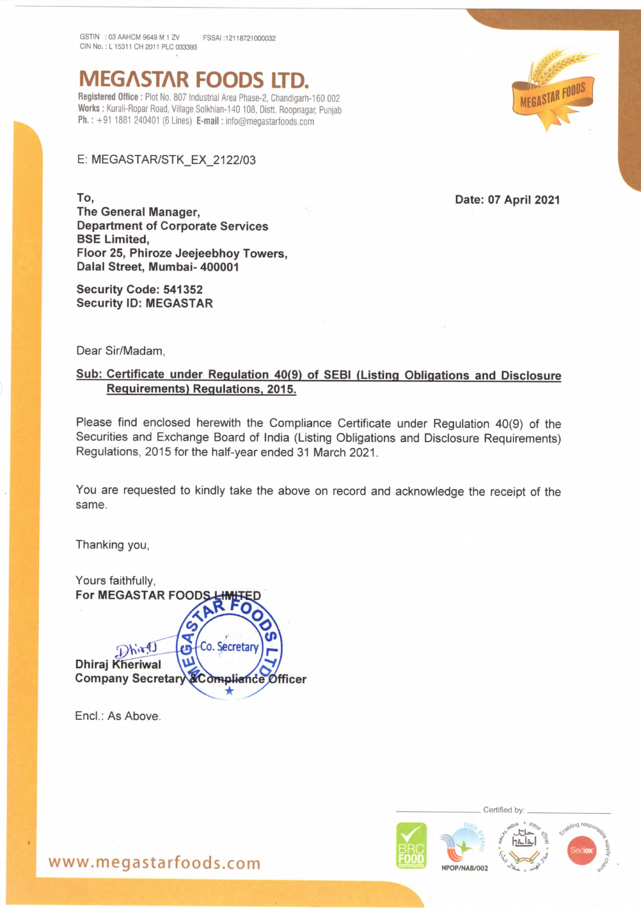GSTIN : 03 AAHCM 9649 M 1 ZV FSSAI :12118721000032
CIN No. : L 15311 CH 2011 PLC 033393

# MEGASTAR FOODS LTD.

**Registered Office :** Plot No. 807 Industrial Area Phase-2, Chandigarh-160 002
**Works :** Kurali-Ropar Road, Village Solkhian-140 108, Distt. Roopnagar, Punjab
**Ph. :** +91 1881 240401 (6 Lines) **E-mail :** info@megastarfoods.com

E: MEGASTAR/STK_EX_2122/03

**Date: 07 April 2021**

**To,**
**The General Manager,**
**Department of Corporate Services**
**BSE Limited,**
**Floor 25, Phiroze Jeejeebhoy Towers,**
**Dalal Street, Mumbai- 400001**

**Security Code: 541352**
**Security ID: MEGASTAR**

Dear Sir/Madam,

**Sub: Certificate under Regulation 40(9) of SEBI (Listing Obligations and Disclosure Requirements) Regulations, 2015.**

Please find enclosed herewith the Compliance Certificate under Regulation 40(9) of the Securities and Exchange Board of India (Listing Obligations and Disclosure Requirements) Regulations, 2015 for the half-year ended 31 March 2021.

You are requested to kindly take the above on record and acknowledge the receipt of the same.

Thanking you,

Yours faithfully,
**For MEGASTAR FOODS LIMITED**

**Dhiraj Kheriwal**
**Company Secretary & Compliance Officer**

Encl.: As Above.

Certified by:

NPOP/NAB/002

www.megastarfoods.com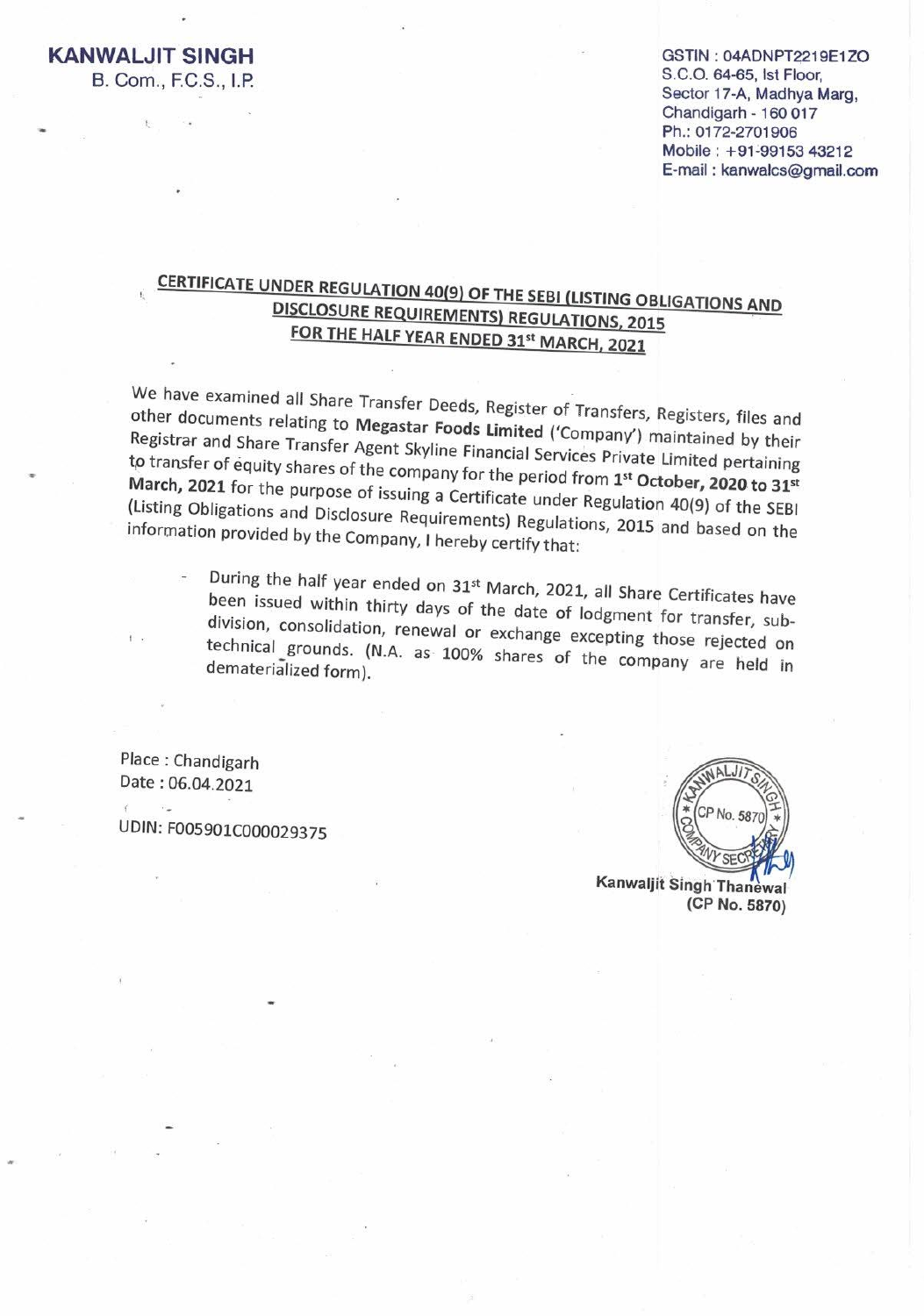**KANWALJIT SINGH**
B. Com., F.C.S., I.P.

GSTIN : 04ADNPT2219E1ZO
S.C.O. 64-65, Ist Floor,
Sector 17-A, Madhya Marg,
Chandigarh - 160 017
Ph.: 0172-2701906
Mobile : +91-99153 43212
E-mail : kanwalcs@gmail.com

## CERTIFICATE UNDER REGULATION 40(9) OF THE SEBI (LISTING OBLIGATIONS AND DISCLOSURE REQUIREMENTS) REGULATIONS, 2015 FOR THE HALF YEAR ENDED 31st MARCH, 2021

We have examined all Share Transfer Deeds, Register of Transfers, Registers, files and other documents relating to **Megastar Foods Limited** ('Company') maintained by their Registrar and Share Transfer Agent Skyline Financial Services Private Limited pertaining to transfer of equity shares of the company for the period from **1st October, 2020 to 31st March, 2021** for the purpose of issuing a Certificate under Regulation 40(9) of the SEBI (Listing Obligations and Disclosure Requirements) Regulations, 2015 and based on the information provided by the Company, I hereby certify that:

- During the half year ended on 31st March, 2021, all Share Certificates have been issued within thirty days of the date of lodgment for transfer, sub-division, consolidation, renewal or exchange excepting those rejected on technical grounds. (N.A. as 100% shares of the company are held in dematerialized form).

Place : Chandigarh
Date : 06.04.2021

UDIN: F005901C000029375

Kanwaljit Singh Thanewal
(CP No. 5870)